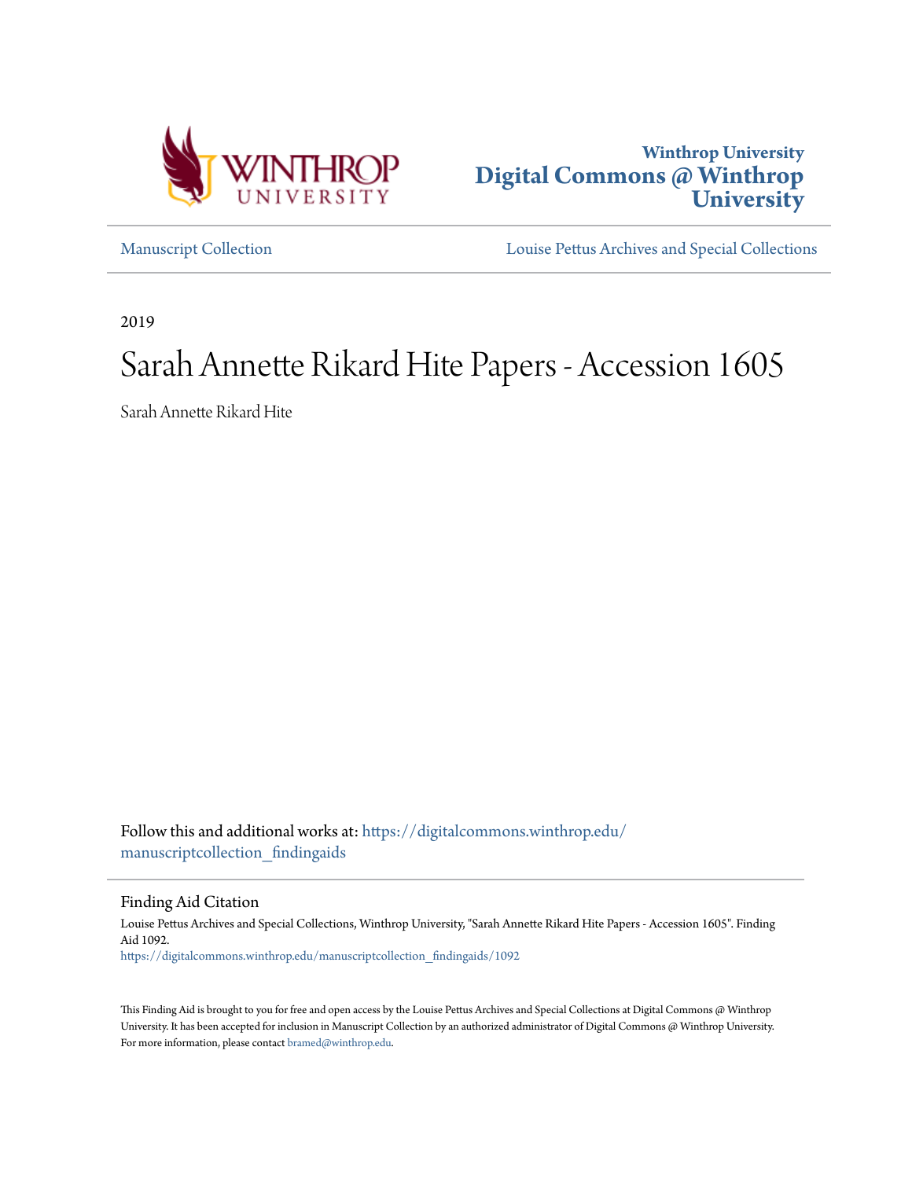Winthrop University

# Digital Commons @ Winthrop University

Manuscript Collection

Louise Pettus Archives and Special Collections

2019

# Sarah Annette Rikard Hite Papers - Accession 1605

Sarah Annette Rikard Hite

Follow this and additional works at: https://digitalcommons.winthrop.edu/manuscriptcollection_findingaids

## Finding Aid Citation

Louise Pettus Archives and Special Collections, Winthrop University, "Sarah Annette Rikard Hite Papers - Accession 1605". Finding Aid 1092.
https://digitalcommons.winthrop.edu/manuscriptcollection_findingaids/1092

This Finding Aid is brought to you for free and open access by the Louise Pettus Archives and Special Collections at Digital Commons @ Winthrop University. It has been accepted for inclusion in Manuscript Collection by an authorized administrator of Digital Commons @ Winthrop University. For more information, please contact bramed@winthrop.edu.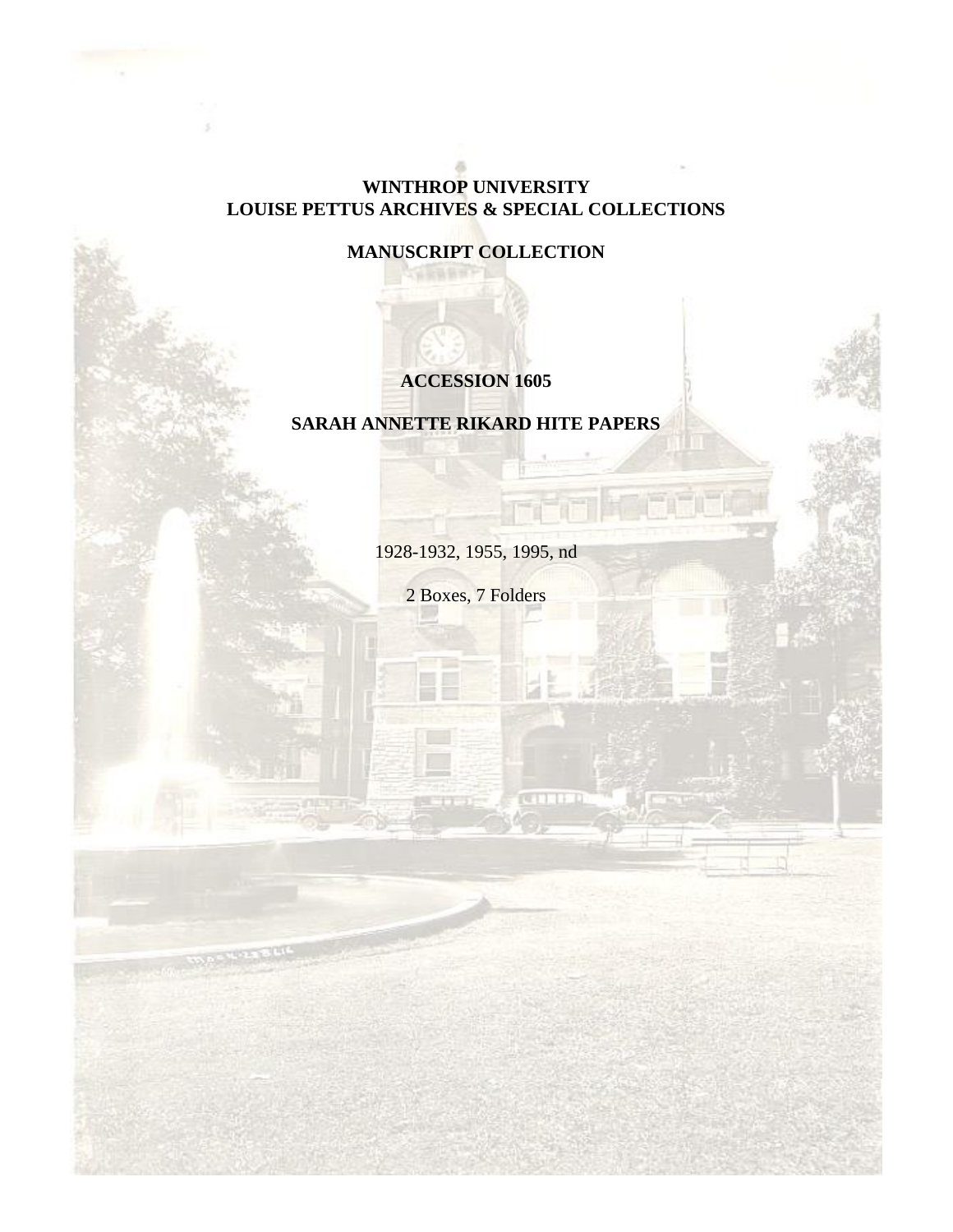**WINTHROP UNIVERSITY**
**LOUISE PETTUS ARCHIVES & SPECIAL COLLECTIONS**

**MANUSCRIPT COLLECTION**

**ACCESSION 1605**

**SARAH ANNETTE RIKARD HITE PAPERS**

1928-1932, 1955, 1995, nd

2 Boxes, 7 Folders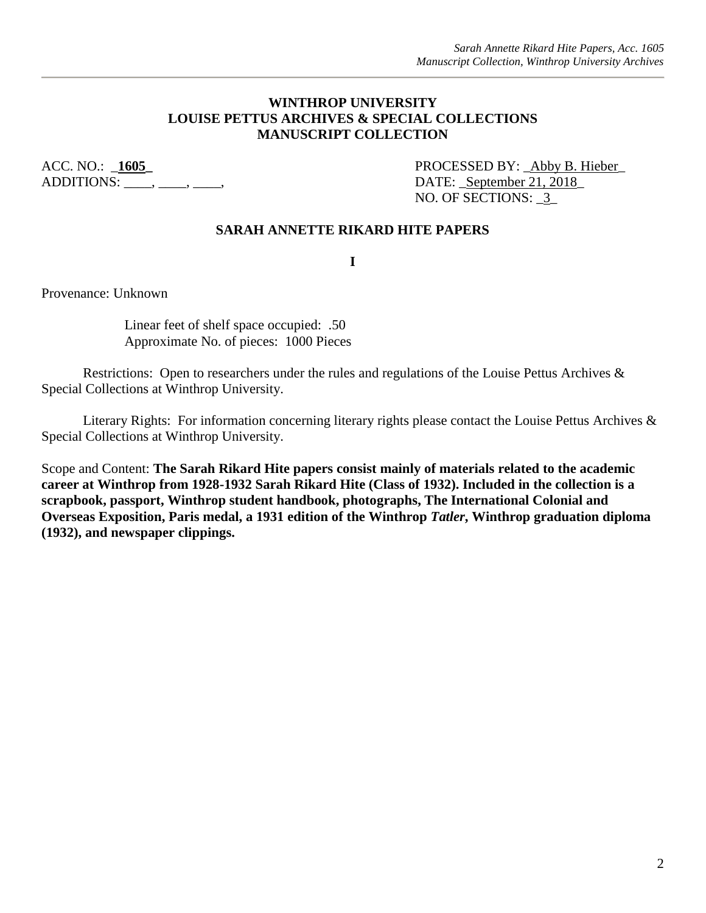**WINTHROP UNIVERSITY**
**LOUISE PETTUS ARCHIVES & SPECIAL COLLECTIONS**
**MANUSCRIPT COLLECTION**

ACC. NO.: _**1605**_
ADDITIONS: ____, ____, ____,

PROCESSED BY: _Abby B. Hieber_
DATE: _September 21, 2018_
NO. OF SECTIONS: _3_

**SARAH ANNETTE RIKARD HITE PAPERS**

**I**

Provenance: Unknown

Linear feet of shelf space occupied: .50
Approximate No. of pieces: 1000 Pieces

Restrictions: Open to researchers under the rules and regulations of the Louise Pettus Archives & Special Collections at Winthrop University.

Literary Rights: For information concerning literary rights please contact the Louise Pettus Archives & Special Collections at Winthrop University.

Scope and Content: **The Sarah Rikard Hite papers consist mainly of materials related to the academic career at Winthrop from 1928-1932 Sarah Rikard Hite (Class of 1932). Included in the collection is a scrapbook, passport, Winthrop student handbook, photographs, The International Colonial and Overseas Exposition, Paris medal, a 1931 edition of the Winthrop *Tatler*, Winthrop graduation diploma (1932), and newspaper clippings.**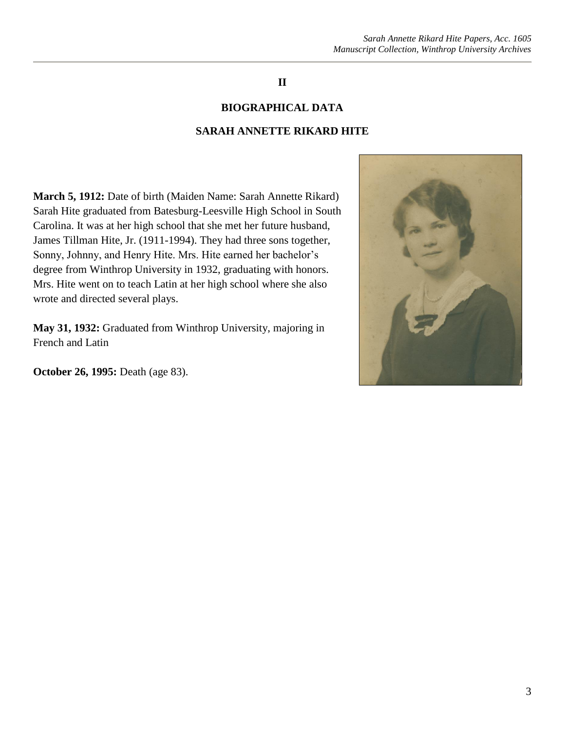## II

## BIOGRAPHICAL DATA

## SARAH ANNETTE RIKARD HITE

**March 5, 1912:** Date of birth (Maiden Name: Sarah Annette Rikard) Sarah Hite graduated from Batesburg-Leesville High School in South Carolina. It was at her high school that she met her future husband, James Tillman Hite, Jr. (1911-1994). They had three sons together, Sonny, Johnny, and Henry Hite. Mrs. Hite earned her bachelor's degree from Winthrop University in 1932, graduating with honors. Mrs. Hite went on to teach Latin at her high school where she also wrote and directed several plays.

**May 31, 1932:** Graduated from Winthrop University, majoring in French and Latin

**October 26, 1995:** Death (age 83).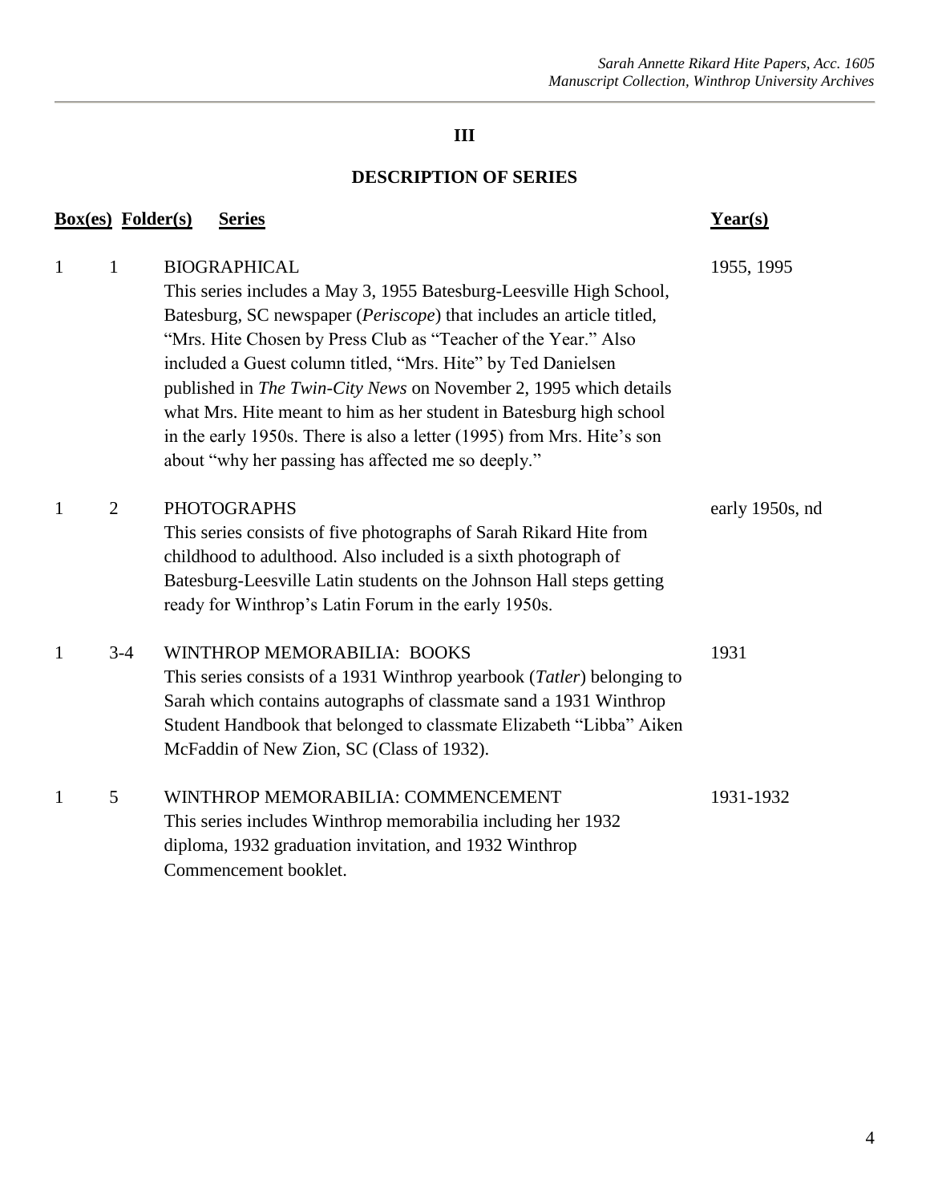## III

## DESCRIPTION OF SERIES

| Box(es) | Folder(s) | Series | Year(s) |
|---|---|---|---|
| 1 | 1 | BIOGRAPHICAL<br>This series includes a May 3, 1955 Batesburg-Leesville High School, Batesburg, SC newspaper (*Periscope*) that includes an article titled, "Mrs. Hite Chosen by Press Club as "Teacher of the Year." Also included a Guest column titled, "Mrs. Hite" by Ted Danielsen published in *The Twin-City News* on November 2, 1995 which details what Mrs. Hite meant to him as her student in Batesburg high school in the early 1950s. There is also a letter (1995) from Mrs. Hite's son about "why her passing has affected me so deeply." | 1955, 1995 |
| 1 | 2 | PHOTOGRAPHS<br>This series consists of five photographs of Sarah Rikard Hite from childhood to adulthood. Also included is a sixth photograph of Batesburg-Leesville Latin students on the Johnson Hall steps getting ready for Winthrop's Latin Forum in the early 1950s. | early 1950s, nd |
| 1 | 3-4 | WINTHROP MEMORABILIA: BOOKS<br>This series consists of a 1931 Winthrop yearbook (*Tatler*) belonging to Sarah which contains autographs of classmate sand a 1931 Winthrop Student Handbook that belonged to classmate Elizabeth "Libba" Aiken McFaddin of New Zion, SC (Class of 1932). | 1931 |
| 1 | 5 | WINTHROP MEMORABILIA: COMMENCEMENT<br>This series includes Winthrop memorabilia including her 1932 diploma, 1932 graduation invitation, and 1932 Winthrop Commencement booklet. | 1931-1932 |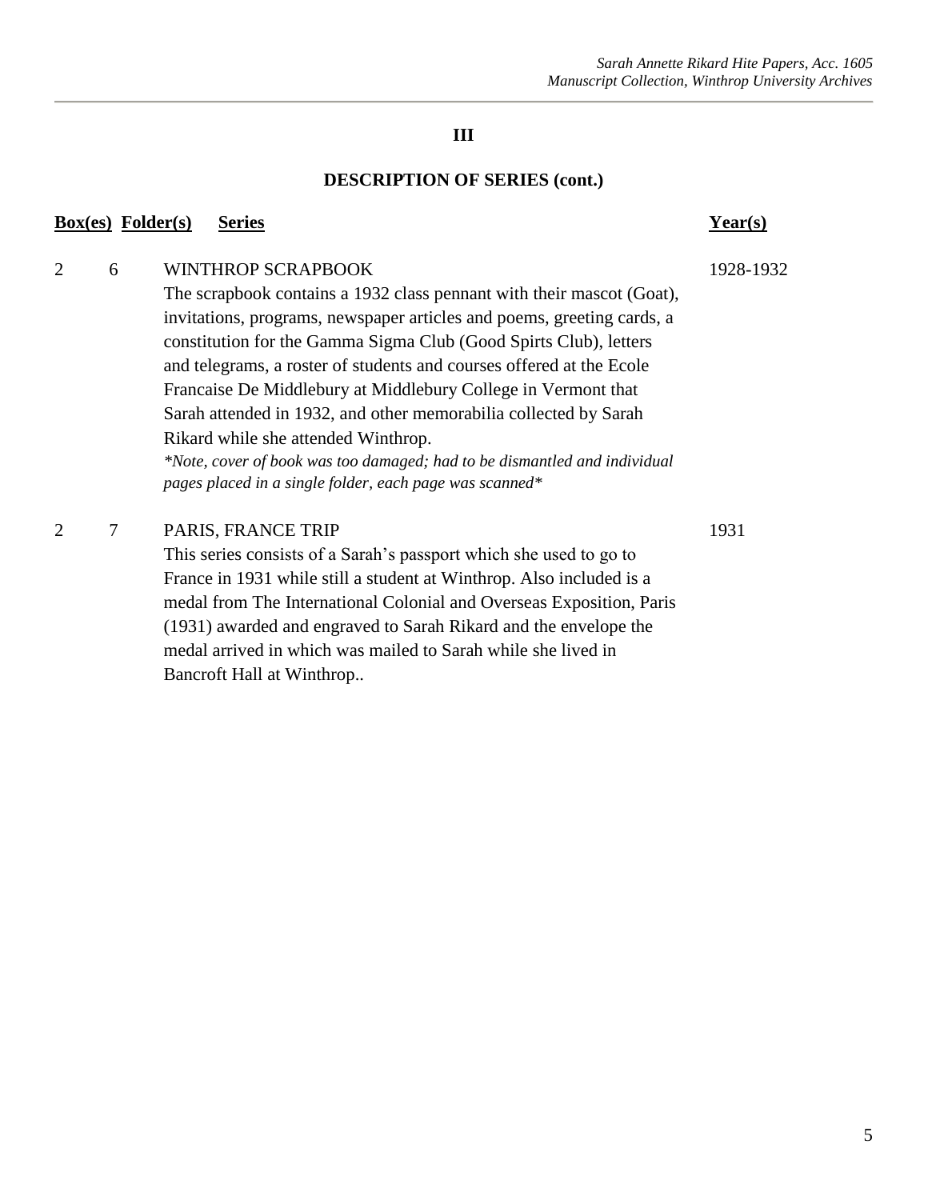## III

## DESCRIPTION OF SERIES (cont.)

| Box(es) | Folder(s) | Series | Year(s) |
|---|---|---|---|
| 2 | 6 | WINTHROP SCRAPBOOK<br>The scrapbook contains a 1932 class pennant with their mascot (Goat), invitations, programs, newspaper articles and poems, greeting cards, a constitution for the Gamma Sigma Club (Good Spirts Club), letters and telegrams, a roster of students and courses offered at the Ecole Francaise De Middlebury at Middlebury College in Vermont that Sarah attended in 1932, and other memorabilia collected by Sarah Rikard while she attended Winthrop.<br>*\*Note, cover of book was too damaged; had to be dismantled and individual pages placed in a single folder, each page was scanned\** | 1928-1932 |
| 2 | 7 | PARIS, FRANCE TRIP<br>This series consists of a Sarah's passport which she used to go to France in 1931 while still a student at Winthrop. Also included is a medal from The International Colonial and Overseas Exposition, Paris (1931) awarded and engraved to Sarah Rikard and the envelope the medal arrived in which was mailed to Sarah while she lived in Bancroft Hall at Winthrop.. | 1931 |